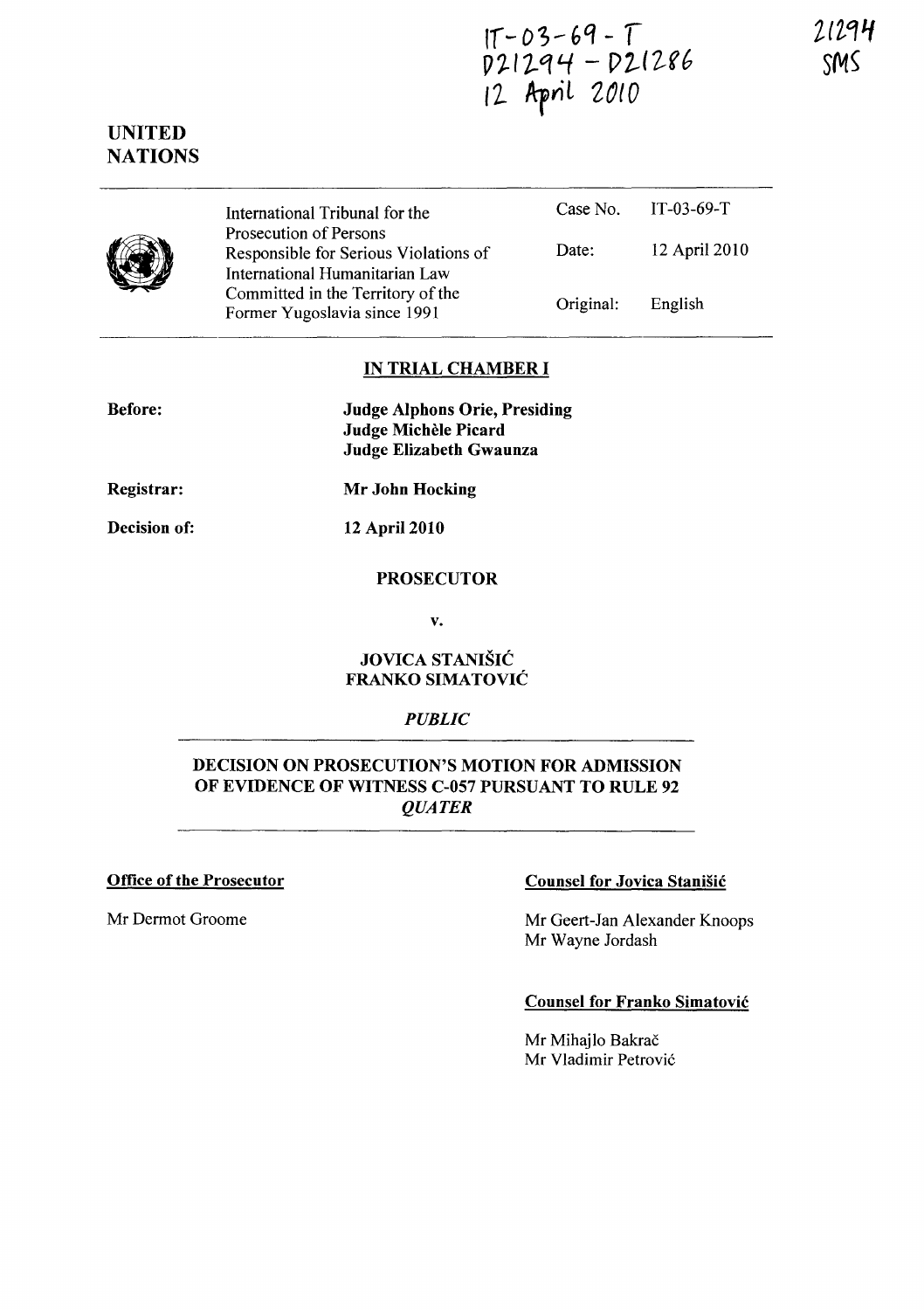IT-03-69-T
D21294 - D21286
12 April 2010

21294
SMS

**UNITED NATIONS**

| | | |
|---|---|---|
| International Tribunal for the Prosecution of Persons Responsible for Serious Violations of International Humanitarian Law Committed in the Territory of the Former Yugoslavia since 1991 | Case No. | IT-03-69-T |
| | Date: | 12 April 2010 |
| | Original: | English |

**IN TRIAL CHAMBER I**

**Before:** **Judge Alphons Orie, Presiding**
**Judge Michèle Picard**
**Judge Elizabeth Gwaunza**

**Registrar:** **Mr John Hocking**

**Decision of:** **12 April 2010**

**PROSECUTOR**

**v.**

**JOVICA STANIŠIĆ**
**FRANKO SIMATOVIĆ**

***PUBLIC***

**DECISION ON PROSECUTION'S MOTION FOR ADMISSION OF EVIDENCE OF WITNESS C-057 PURSUANT TO RULE 92 *QUATER***

**Office of the Prosecutor**

Mr Dermot Groome

**Counsel for Jovica Stanišić**

Mr Geert-Jan Alexander Knoops
Mr Wayne Jordash

**Counsel for Franko Simatović**

Mr Mihajlo Bakrač
Mr Vladimir Petrović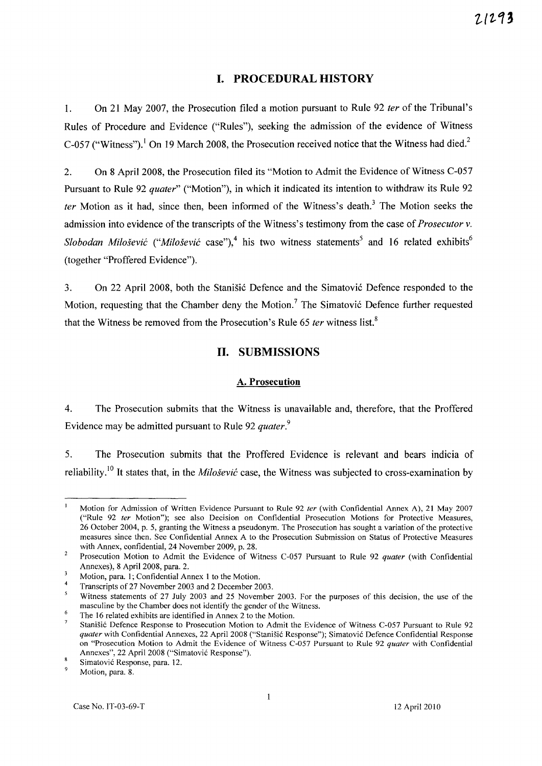# I. PROCEDURAL HISTORY

1. On 21 May 2007, the Prosecution filed a motion pursuant to Rule 92 *ter* of the Tribunal's Rules of Procedure and Evidence ("Rules"), seeking the admission of the evidence of Witness C-057 ("Witness").[1] On 19 March 2008, the Prosecution received notice that the Witness had died.[2]

2. On 8 April 2008, the Prosecution filed its "Motion to Admit the Evidence of Witness C-057 Pursuant to Rule 92 *quater*" ("Motion"), in which it indicated its intention to withdraw its Rule 92 *ter* Motion as it had, since then, been informed of the Witness's death.[3] The Motion seeks the admission into evidence of the transcripts of the Witness's testimony from the case of *Prosecutor v. Slobodan Milošević* ("*Milošević* case"),[4] his two witness statements[5] and 16 related exhibits[6] (together "Proffered Evidence").

3. On 22 April 2008, both the Stanišić Defence and the Simatović Defence responded to the Motion, requesting that the Chamber deny the Motion.[7] The Simatović Defence further requested that the Witness be removed from the Prosecution's Rule 65 *ter* witness list.[8]

# II. SUBMISSIONS

## A. Prosecution

4. The Prosecution submits that the Witness is unavailable and, therefore, that the Proffered Evidence may be admitted pursuant to Rule 92 *quater*.[9]

5. The Prosecution submits that the Proffered Evidence is relevant and bears indicia of reliability.[10] It states that, in the *Milošević* case, the Witness was subjected to cross-examination by

---

[1] Motion for Admission of Written Evidence Pursuant to Rule 92 *ter* (with Confidential Annex A), 21 May 2007 ("Rule 92 *ter* Motion"); see also Decision on Confidential Prosecution Motions for Protective Measures, 26 October 2004, p. 5, granting the Witness a pseudonym. The Prosecution has sought a variation of the protective measures since then. See Confidential Annex A to the Prosecution Submission on Status of Protective Measures with Annex, confidential, 24 November 2009, p. 28.

[2] Prosecution Motion to Admit the Evidence of Witness C-057 Pursuant to Rule 92 *quater* (with Confidential Annexes), 8 April 2008, para. 2.

[3] Motion, para. 1; Confidential Annex 1 to the Motion.

[4] Transcripts of 27 November 2003 and 2 December 2003.

[5] Witness statements of 27 July 2003 and 25 November 2003. For the purposes of this decision, the use of the masculine by the Chamber does not identify the gender of the Witness.

[6] The 16 related exhibits are identified in Annex 2 to the Motion.

[7] Stanišić Defence Response to Prosecution Motion to Admit the Evidence of Witness C-057 Pursuant to Rule 92 *quater* with Confidential Annexes, 22 April 2008 ("Stanišić Response"); Simatović Defence Confidential Response on "Prosecution Motion to Admit the Evidence of Witness C-057 Pursuant to Rule 92 *quater* with Confidential Annexes", 22 April 2008 ("Simatović Response").

[8] Simatović Response, para. 12.

[9] Motion, para. 8.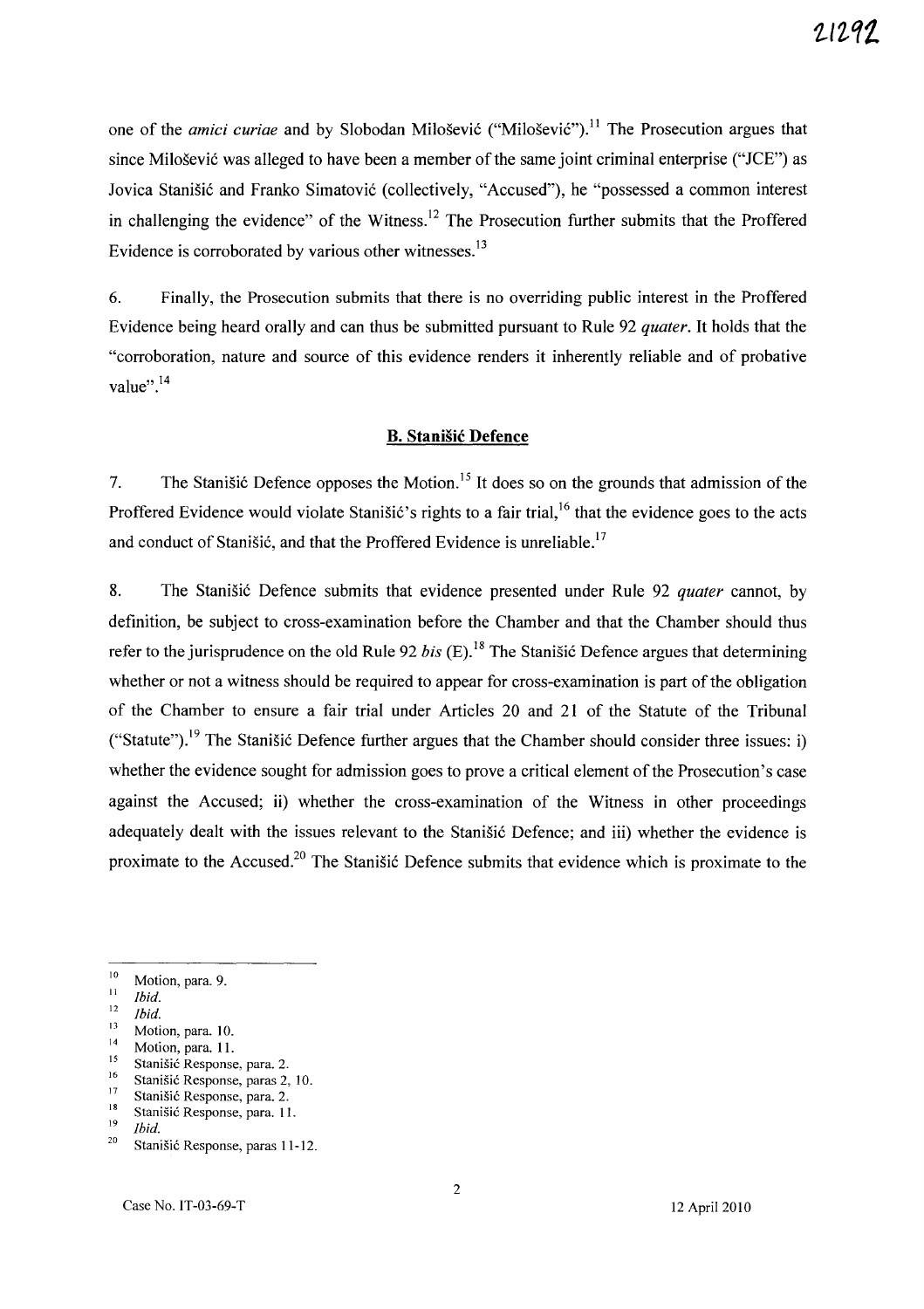one of the *amici curiae* and by Slobodan Milošević ("Milošević").[11] The Prosecution argues that since Milošević was alleged to have been a member of the same joint criminal enterprise ("JCE") as Jovica Stanišić and Franko Simatović (collectively, "Accused"), he "possessed a common interest in challenging the evidence" of the Witness.[12] The Prosecution further submits that the Proffered Evidence is corroborated by various other witnesses.[13]

6. Finally, the Prosecution submits that there is no overriding public interest in the Proffered Evidence being heard orally and can thus be submitted pursuant to Rule 92 *quater*. It holds that the "corroboration, nature and source of this evidence renders it inherently reliable and of probative value".[14]

## B. Stanišić Defence

7. The Stanišić Defence opposes the Motion.[15] It does so on the grounds that admission of the Proffered Evidence would violate Stanišić's rights to a fair trial,[16] that the evidence goes to the acts and conduct of Stanišić, and that the Proffered Evidence is unreliable.[17]

8. The Stanišić Defence submits that evidence presented under Rule 92 *quater* cannot, by definition, be subject to cross-examination before the Chamber and that the Chamber should thus refer to the jurisprudence on the old Rule 92 *bis* (E).[18] The Stanišić Defence argues that determining whether or not a witness should be required to appear for cross-examination is part of the obligation of the Chamber to ensure a fair trial under Articles 20 and 21 of the Statute of the Tribunal ("Statute").[19] The Stanišić Defence further argues that the Chamber should consider three issues: i) whether the evidence sought for admission goes to prove a critical element of the Prosecution's case against the Accused; ii) whether the cross-examination of the Witness in other proceedings adequately dealt with the issues relevant to the Stanišić Defence; and iii) whether the evidence is proximate to the Accused.[20] The Stanišić Defence submits that evidence which is proximate to the

---

[10] Motion, para. 9.
[11] *Ibid.*
[12] *Ibid.*
[13] Motion, para. 10.
[14] Motion, para. 11.
[15] Stanišić Response, para. 2.
[16] Stanišić Response, paras 2, 10.
[17] Stanišić Response, para. 2.
[18] Stanišić Response, para. 11.
[19] *Ibid.*
[20] Stanišić Response, paras 11-12.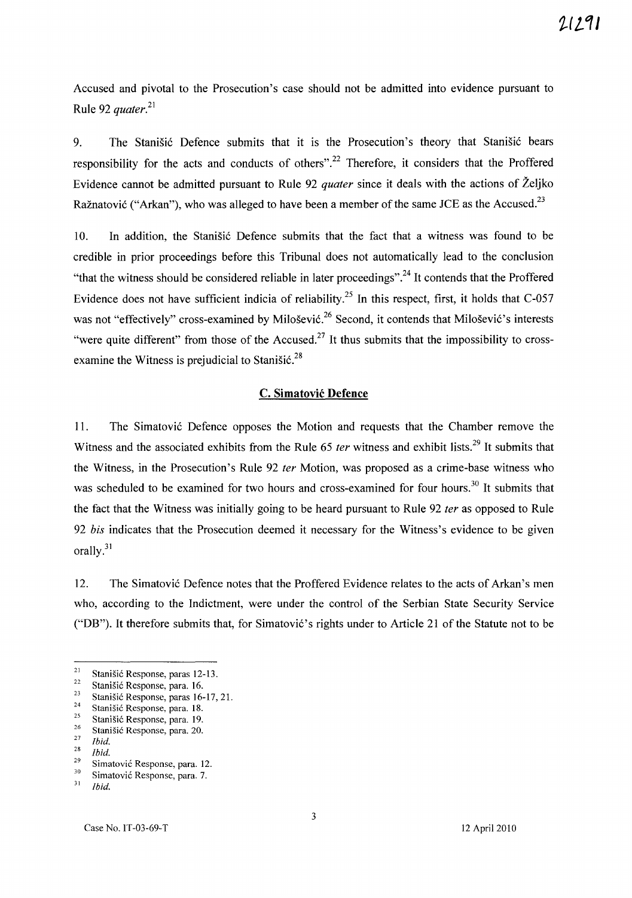Accused and pivotal to the Prosecution's case should not be admitted into evidence pursuant to Rule 92 *quater*.[21]

9. The Stanišić Defence submits that it is the Prosecution's theory that Stanišić bears responsibility for the acts and conducts of others".[22] Therefore, it considers that the Proffered Evidence cannot be admitted pursuant to Rule 92 *quater* since it deals with the actions of Željko Ražnatović ("Arkan"), who was alleged to have been a member of the same JCE as the Accused.[23]

10. In addition, the Stanišić Defence submits that the fact that a witness was found to be credible in prior proceedings before this Tribunal does not automatically lead to the conclusion "that the witness should be considered reliable in later proceedings".[24] It contends that the Proffered Evidence does not have sufficient indicia of reliability.[25] In this respect, first, it holds that C-057 was not "effectively" cross-examined by Milošević.[26] Second, it contends that Milošević's interests "were quite different" from those of the Accused.[27] It thus submits that the impossibility to cross-examine the Witness is prejudicial to Stanišić.[28]

## C. Simatović Defence

11. The Simatović Defence opposes the Motion and requests that the Chamber remove the Witness and the associated exhibits from the Rule 65 *ter* witness and exhibit lists.[29] It submits that the Witness, in the Prosecution's Rule 92 *ter* Motion, was proposed as a crime-base witness who was scheduled to be examined for two hours and cross-examined for four hours.[30] It submits that the fact that the Witness was initially going to be heard pursuant to Rule 92 *ter* as opposed to Rule 92 *bis* indicates that the Prosecution deemed it necessary for the Witness's evidence to be given orally.[31]

12. The Simatović Defence notes that the Proffered Evidence relates to the acts of Arkan's men who, according to the Indictment, were under the control of the Serbian State Security Service ("DB"). It therefore submits that, for Simatović's rights under to Article 21 of the Statute not to be

---

[21] Stanišić Response, paras 12-13.
[22] Stanišić Response, para. 16.
[23] Stanišić Response, paras 16-17, 21.
[24] Stanišić Response, para. 18.
[25] Stanišić Response, para. 19.
[26] Stanišić Response, para. 20.
[27] *Ibid.*
[28] *Ibid.*
[29] Simatović Response, para. 12.
[30] Simatović Response, para. 7.
[31] *Ibid.*

Case No. IT-03-69-T 12 April 2010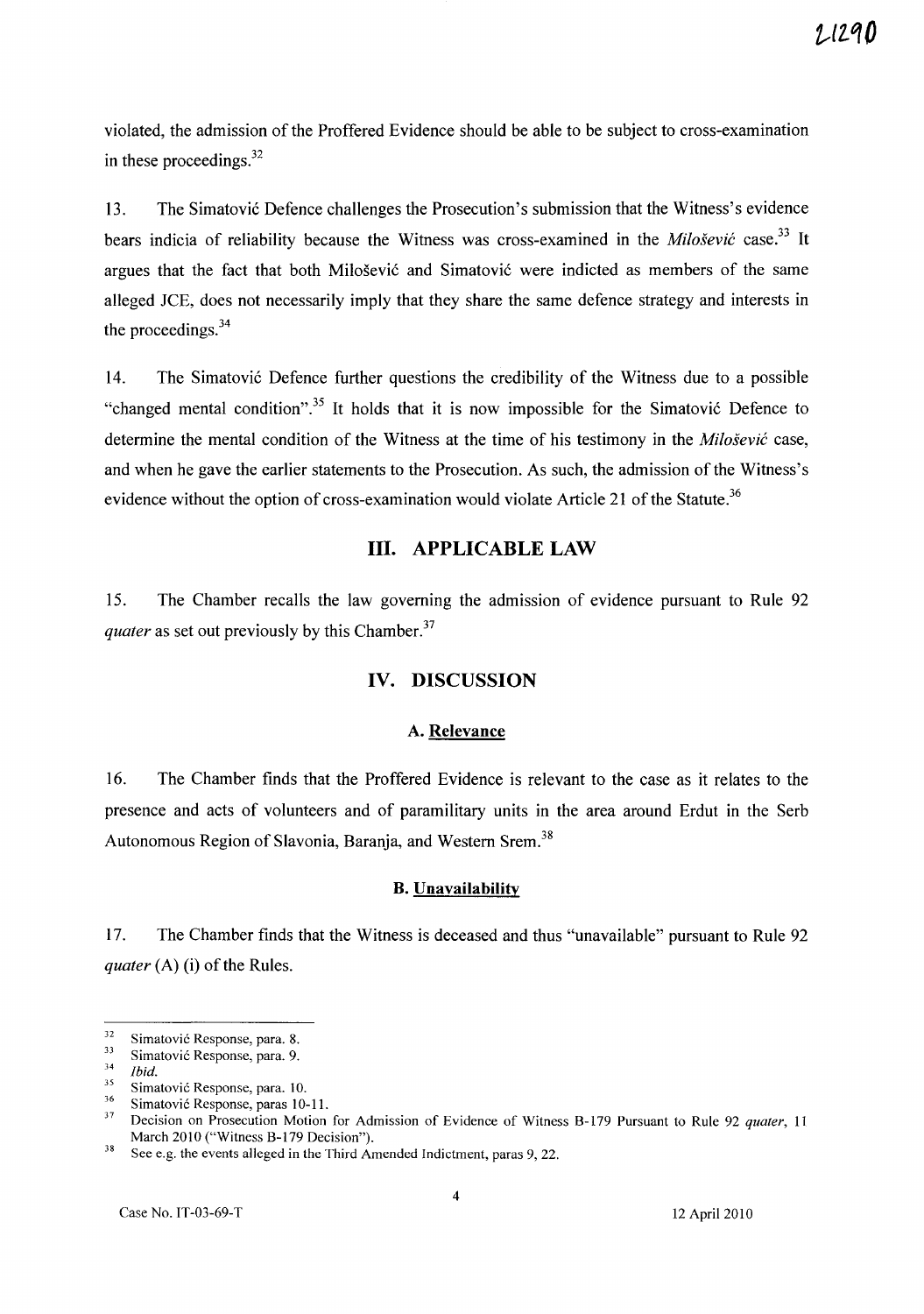violated, the admission of the Proffered Evidence should be able to be subject to cross-examination in these proceedings.[32]

13. The Simatović Defence challenges the Prosecution's submission that the Witness's evidence bears indicia of reliability because the Witness was cross-examined in the *Milošević* case.[33] It argues that the fact that both Milošević and Simatović were indicted as members of the same alleged JCE, does not necessarily imply that they share the same defence strategy and interests in the proceedings.[34]

14. The Simatović Defence further questions the credibility of the Witness due to a possible "changed mental condition".[35] It holds that it is now impossible for the Simatović Defence to determine the mental condition of the Witness at the time of his testimony in the *Milošević* case, and when he gave the earlier statements to the Prosecution. As such, the admission of the Witness's evidence without the option of cross-examination would violate Article 21 of the Statute.[36]

## III. APPLICABLE LAW

15. The Chamber recalls the law governing the admission of evidence pursuant to Rule 92 *quater* as set out previously by this Chamber.[37]

## IV. DISCUSSION

### A. Relevance

16. The Chamber finds that the Proffered Evidence is relevant to the case as it relates to the presence and acts of volunteers and of paramilitary units in the area around Erdut in the Serb Autonomous Region of Slavonia, Baranja, and Western Srem.[38]

### B. Unavailability

17. The Chamber finds that the Witness is deceased and thus "unavailable" pursuant to Rule 92 *quater* (A) (i) of the Rules.

---

[32] Simatović Response, para. 8.

[33] Simatović Response, para. 9.

[34] *Ibid.*

[35] Simatović Response, para. 10.

[36] Simatović Response, paras 10-11.

[37] Decision on Prosecution Motion for Admission of Evidence of Witness B-179 Pursuant to Rule 92 *quater*, 11 March 2010 ("Witness B-179 Decision").

[38] See e.g. the events alleged in the Third Amended Indictment, paras 9, 22.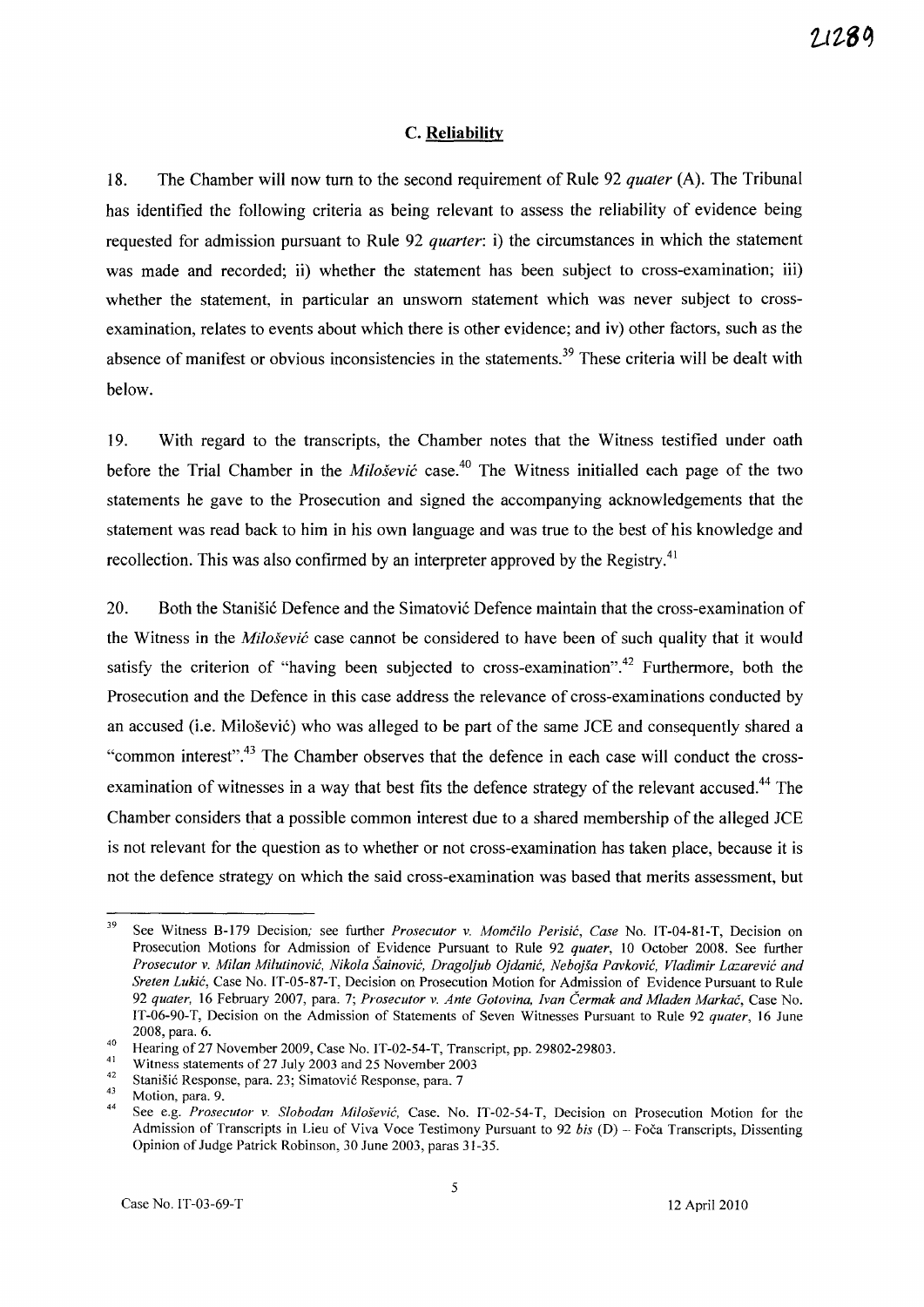### C. Reliability

18. The Chamber will now turn to the second requirement of Rule 92 *quater* (A). The Tribunal has identified the following criteria as being relevant to assess the reliability of evidence being requested for admission pursuant to Rule 92 *quarter*: i) the circumstances in which the statement was made and recorded; ii) whether the statement has been subject to cross-examination; iii) whether the statement, in particular an unsworn statement which was never subject to cross-examination, relates to events about which there is other evidence; and iv) other factors, such as the absence of manifest or obvious inconsistencies in the statements.[39] These criteria will be dealt with below.

19. With regard to the transcripts, the Chamber notes that the Witness testified under oath before the Trial Chamber in the *Milošević* case.[40] The Witness initialled each page of the two statements he gave to the Prosecution and signed the accompanying acknowledgements that the statement was read back to him in his own language and was true to the best of his knowledge and recollection. This was also confirmed by an interpreter approved by the Registry.[41]

20. Both the Stanišić Defence and the Simatović Defence maintain that the cross-examination of the Witness in the *Milošević* case cannot be considered to have been of such quality that it would satisfy the criterion of "having been subjected to cross-examination".[42] Furthermore, both the Prosecution and the Defence in this case address the relevance of cross-examinations conducted by an accused (i.e. Milošević) who was alleged to be part of the same JCE and consequently shared a "common interest".[43] The Chamber observes that the defence in each case will conduct the cross-examination of witnesses in a way that best fits the defence strategy of the relevant accused.[44] The Chamber considers that a possible common interest due to a shared membership of the alleged JCE is not relevant for the question as to whether or not cross-examination has taken place, because it is not the defence strategy on which the said cross-examination was based that merits assessment, but

---

[39] See Witness B-179 Decision; see further *Prosecutor v. Momčilo Perisić*, *Case* No. IT-04-81-T, Decision on Prosecution Motions for Admission of Evidence Pursuant to Rule 92 *quater*, 10 October 2008. See further *Prosecutor v. Milan Milutinović, Nikola Šainović, Dragoljub Ojdanić, Nebojša Pavković, Vladimir Lazarević and Sreten Lukić*, Case No. IT-05-87-T, Decision on Prosecution Motion for Admission of Evidence Pursuant to Rule 92 *quater*, 16 February 2007, para. 7; *Prosecutor v. Ante Gotovina, Ivan Čermak and Mladen Markač*, Case No. IT-06-90-T, Decision on the Admission of Statements of Seven Witnesses Pursuant to Rule 92 *quater*, 16 June 2008, para. 6.

[40] Hearing of 27 November 2009, Case No. IT-02-54-T, Transcript, pp. 29802-29803.

[41] Witness statements of 27 July 2003 and 25 November 2003

[42] Stanišić Response, para. 23; Simatović Response, para. 7

[43] Motion, para. 9.

[44] See e.g. *Prosecutor v. Slobodan Milošević*, Case. No. IT-02-54-T, Decision on Prosecution Motion for the Admission of Transcripts in Lieu of Viva Voce Testimony Pursuant to 92 *bis* (D) – Foča Transcripts, Dissenting Opinion of Judge Patrick Robinson, 30 June 2003, paras 31-35.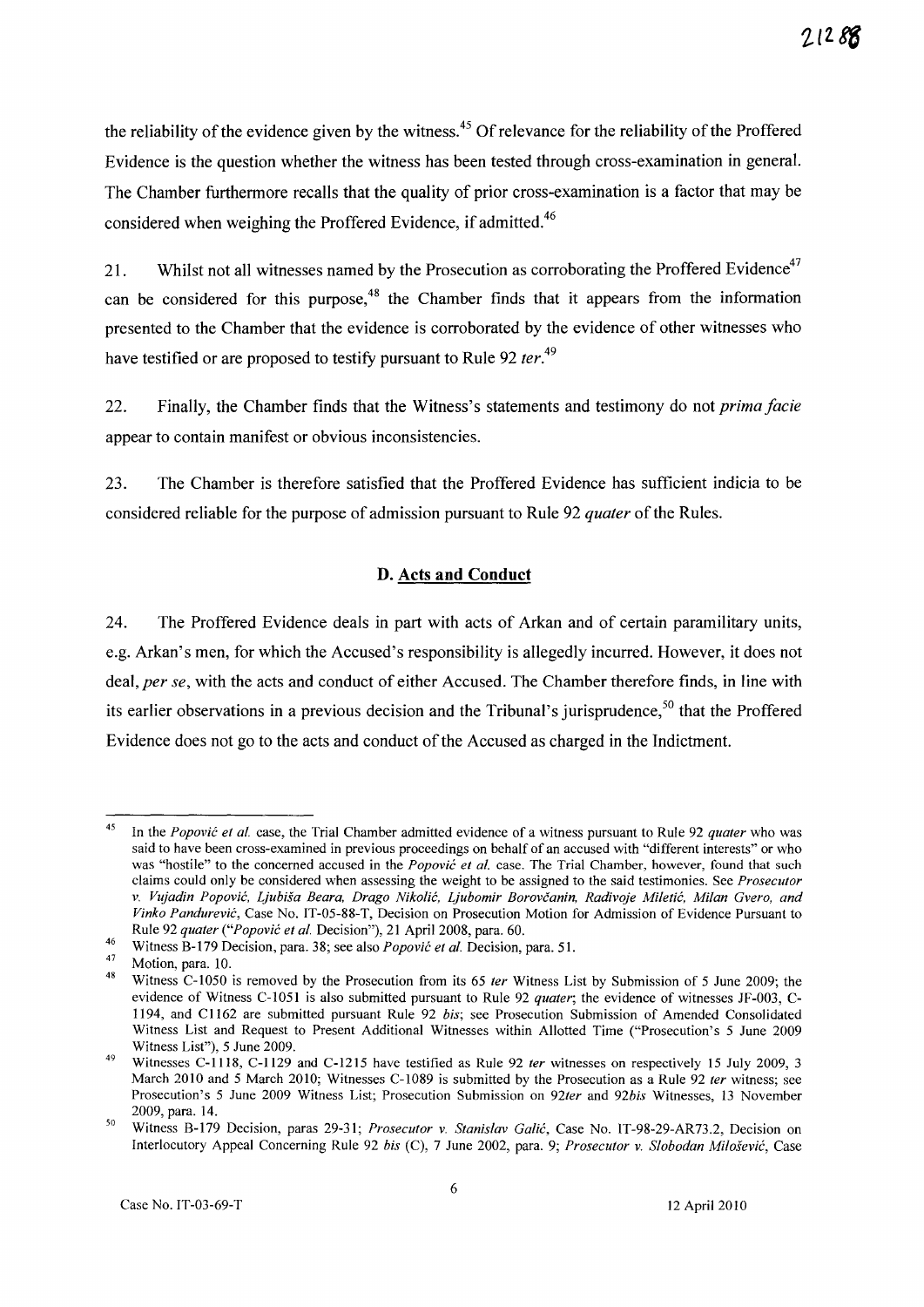the reliability of the evidence given by the witness.[45] Of relevance for the reliability of the Proffered Evidence is the question whether the witness has been tested through cross-examination in general. The Chamber furthermore recalls that the quality of prior cross-examination is a factor that may be considered when weighing the Proffered Evidence, if admitted.[46]

21. Whilst not all witnesses named by the Prosecution as corroborating the Proffered Evidence[47] can be considered for this purpose,[48] the Chamber finds that it appears from the information presented to the Chamber that the evidence is corroborated by the evidence of other witnesses who have testified or are proposed to testify pursuant to Rule 92 *ter*.[49]

22. Finally, the Chamber finds that the Witness's statements and testimony do not *prima facie* appear to contain manifest or obvious inconsistencies.

23. The Chamber is therefore satisfied that the Proffered Evidence has sufficient indicia to be considered reliable for the purpose of admission pursuant to Rule 92 *quater* of the Rules.

### D. Acts and Conduct

24. The Proffered Evidence deals in part with acts of Arkan and of certain paramilitary units, e.g. Arkan's men, for which the Accused's responsibility is allegedly incurred. However, it does not deal, *per se*, with the acts and conduct of either Accused. The Chamber therefore finds, in line with its earlier observations in a previous decision and the Tribunal's jurisprudence,[50] that the Proffered Evidence does not go to the acts and conduct of the Accused as charged in the Indictment.

---

[45] In the *Popović et al.* case, the Trial Chamber admitted evidence of a witness pursuant to Rule 92 *quater* who was said to have been cross-examined in previous proceedings on behalf of an accused with "different interests" or who was "hostile" to the concerned accused in the *Popović et al.* case. The Trial Chamber, however, found that such claims could only be considered when assessing the weight to be assigned to the said testimonies. See *Prosecutor v. Vujadin Popović, Ljubiša Beara, Drago Nikolić, Ljubomir Borovčanin, Radivoje Miletić, Milan Gvero, and Vinko Pandurević*, Case No. IT-05-88-T, Decision on Prosecution Motion for Admission of Evidence Pursuant to Rule 92 *quater* ("*Popović et al.* Decision"), 21 April 2008, para. 60.

[46] Witness B-179 Decision, para. 38; see also *Popović et al.* Decision, para. 51.

[47] Motion, para. 10.

[48] Witness C-1050 is removed by the Prosecution from its 65 *ter* Witness List by Submission of 5 June 2009; the evidence of Witness C-1051 is also submitted pursuant to Rule 92 *quater*; the evidence of witnesses JF-003, C-1194, and C1162 are submitted pursuant Rule 92 *bis*; see Prosecution Submission of Amended Consolidated Witness List and Request to Present Additional Witnesses within Allotted Time ("Prosecution's 5 June 2009 Witness List"), 5 June 2009.

[49] Witnesses C-1118, C-1129 and C-1215 have testified as Rule 92 *ter* witnesses on respectively 15 July 2009, 3 March 2010 and 5 March 2010; Witnesses C-1089 is submitted by the Prosecution as a Rule 92 *ter* witness; see Prosecution's 5 June 2009 Witness List; Prosecution Submission on *92ter* and *92bis* Witnesses, 13 November 2009, para. 14.

[50] Witness B-179 Decision, paras 29-31; *Prosecutor v. Stanislav Galić*, Case No. IT-98-29-AR73.2, Decision on Interlocutory Appeal Concerning Rule 92 *bis* (C), 7 June 2002, para. 9; *Prosecutor v. Slobodan Milošević*, Case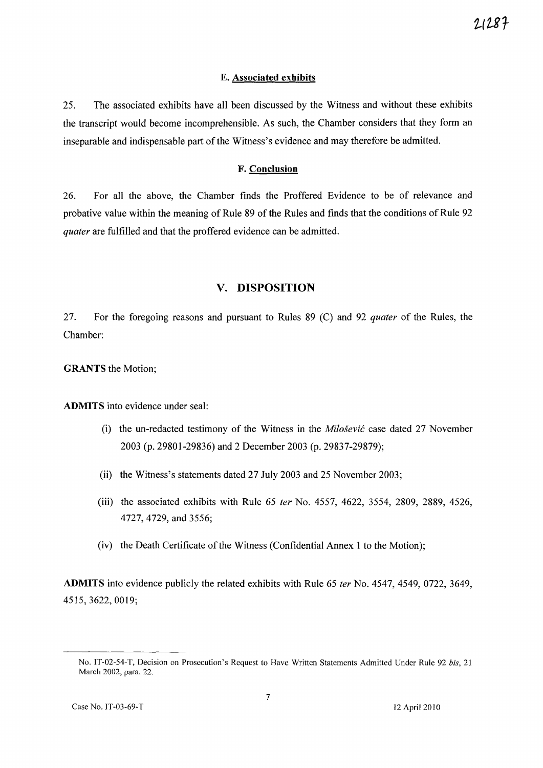#### E. Associated exhibits

25. The associated exhibits have all been discussed by the Witness and without these exhibits the transcript would become incomprehensible. As such, the Chamber considers that they form an inseparable and indispensable part of the Witness's evidence and may therefore be admitted.

#### F. Conclusion

26. For all the above, the Chamber finds the Proffered Evidence to be of relevance and probative value within the meaning of Rule 89 of the Rules and finds that the conditions of Rule 92 *quater* are fulfilled and that the proffered evidence can be admitted.

## V. DISPOSITION

27. For the foregoing reasons and pursuant to Rules 89 (C) and 92 *quater* of the Rules, the Chamber:

**GRANTS** the Motion;

**ADMITS** into evidence under seal:

(i) the un-redacted testimony of the Witness in the *Milošević* case dated 27 November 2003 (p. 29801-29836) and 2 December 2003 (p. 29837-29879);

(ii) the Witness's statements dated 27 July 2003 and 25 November 2003;

(iii) the associated exhibits with Rule 65 *ter* No. 4557, 4622, 3554, 2809, 2889, 4526, 4727, 4729, and 3556;

(iv) the Death Certificate of the Witness (Confidential Annex 1 to the Motion);

**ADMITS** into evidence publicly the related exhibits with Rule 65 *ter* No. 4547, 4549, 0722, 3649, 4515, 3622, 0019;

---

No. IT-02-54-T, Decision on Prosecution's Request to Have Written Statements Admitted Under Rule 92 *bis*, 21 March 2002, para. 22.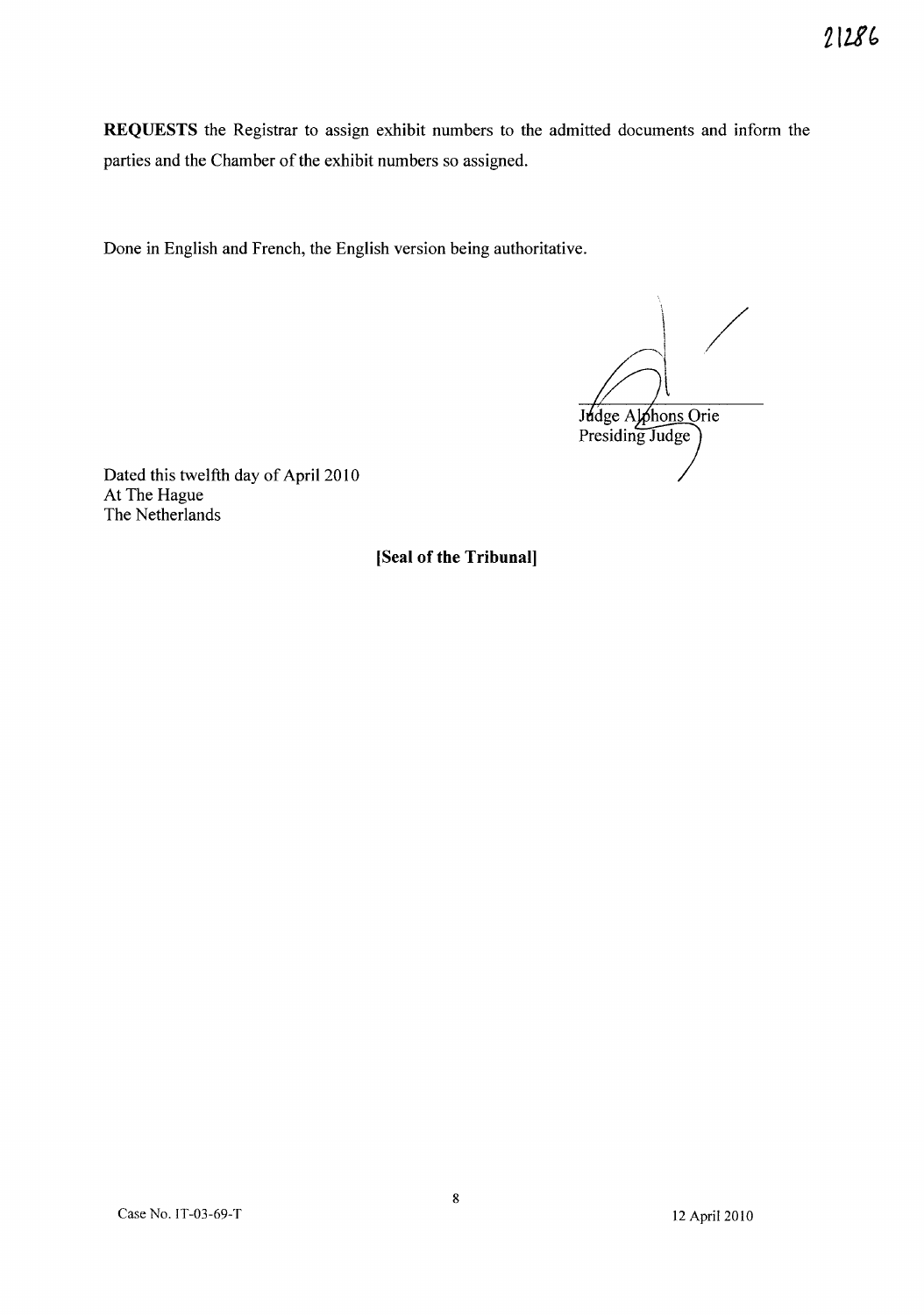**REQUESTS** the Registrar to assign exhibit numbers to the admitted documents and inform the parties and the Chamber of the exhibit numbers so assigned.

Done in English and French, the English version being authoritative.

Judge Alphons Orie
Presiding Judge

Dated this twelfth day of April 2010
At The Hague
The Netherlands

**[Seal of the Tribunal]**